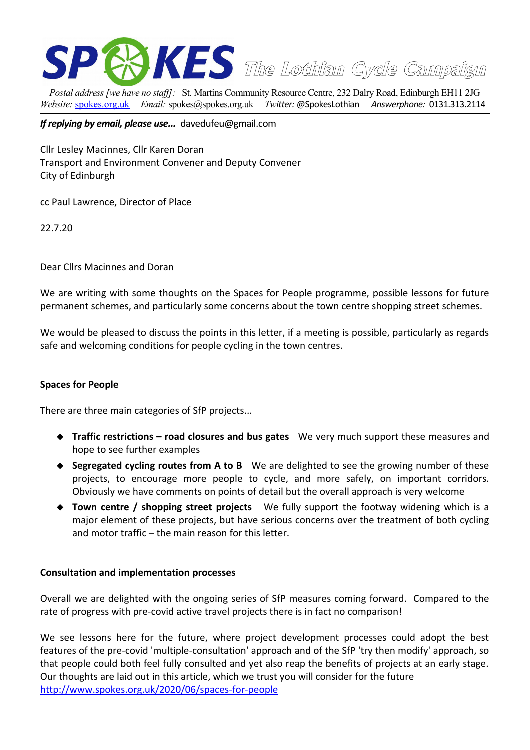# SPOKES The Lothian Cycle Campaign

*Postal address [we have no staff]:* St. Martins Community Resource Centre, 232 Dalry Road, Edinburgh EH11 2JG
*Website:* spokes.org.uk *Email:* spokes@spokes.org.uk *Twitter:* @SpokesLothian *Answerphone:* 0131.313.2114

***If replying by email, please use...*** davedufeu@gmail.com

Cllr Lesley Macinnes, Cllr Karen Doran
Transport and Environment Convener and Deputy Convener
City of Edinburgh

cc Paul Lawrence, Director of Place

22.7.20

Dear Cllrs Macinnes and Doran

We are writing with some thoughts on the Spaces for People programme, possible lessons for future permanent schemes, and particularly some concerns about the town centre shopping street schemes.

We would be pleased to discuss the points in this letter, if a meeting is possible, particularly as regards safe and welcoming conditions for people cycling in the town centres.

**Spaces for People**

There are three main categories of SfP projects...

- **Traffic restrictions – road closures and bus gates** We very much support these measures and hope to see further examples
- **Segregated cycling routes from A to B** We are delighted to see the growing number of these projects, to encourage more people to cycle, and more safely, on important corridors. Obviously we have comments on points of detail but the overall approach is very welcome
- **Town centre / shopping street projects** We fully support the footway widening which is a major element of these projects, but have serious concerns over the treatment of both cycling and motor traffic – the main reason for this letter.

**Consultation and implementation processes**

Overall we are delighted with the ongoing series of SfP measures coming forward. Compared to the rate of progress with pre-covid active travel projects there is in fact no comparison!

We see lessons here for the future, where project development processes could adopt the best features of the pre-covid 'multiple-consultation' approach and of the SfP 'try then modify' approach, so that people could both feel fully consulted and yet also reap the benefits of projects at an early stage. Our thoughts are laid out in this article, which we trust you will consider for the future
http://www.spokes.org.uk/2020/06/spaces-for-people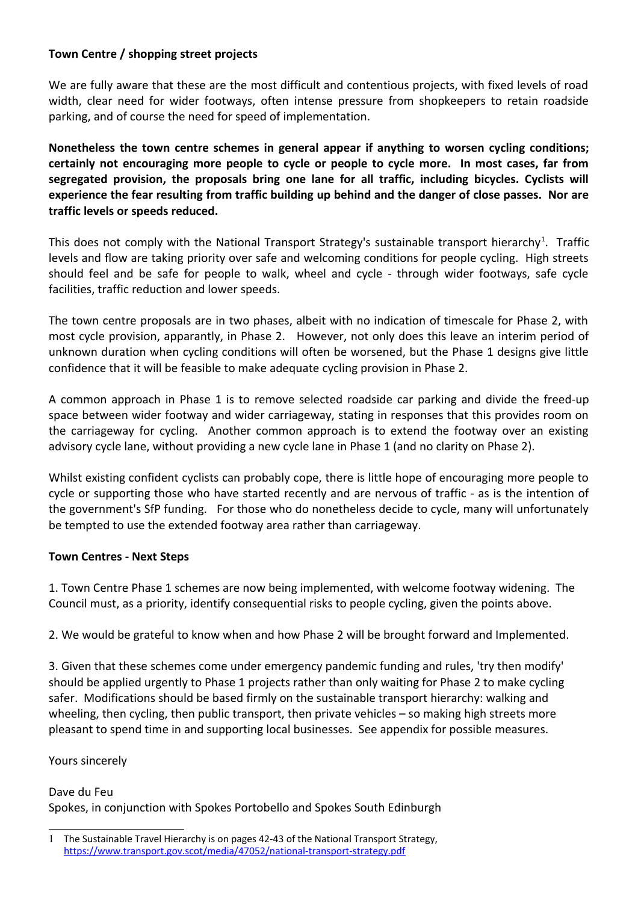**Town Centre / shopping street projects**

We are fully aware that these are the most difficult and contentious projects, with fixed levels of road width, clear need for wider footways, often intense pressure from shopkeepers to retain roadside parking, and of course the need for speed of implementation.

**Nonetheless the town centre schemes in general appear if anything to worsen cycling conditions; certainly not encouraging more people to cycle or people to cycle more. In most cases, far from segregated provision, the proposals bring one lane for all traffic, including bicycles. Cyclists will experience the fear resulting from traffic building up behind and the danger of close passes. Nor are traffic levels or speeds reduced.**

This does not comply with the National Transport Strategy's sustainable transport hierarchy[1]. Traffic levels and flow are taking priority over safe and welcoming conditions for people cycling. High streets should feel and be safe for people to walk, wheel and cycle - through wider footways, safe cycle facilities, traffic reduction and lower speeds.

The town centre proposals are in two phases, albeit with no indication of timescale for Phase 2, with most cycle provision, apparantly, in Phase 2. However, not only does this leave an interim period of unknown duration when cycling conditions will often be worsened, but the Phase 1 designs give little confidence that it will be feasible to make adequate cycling provision in Phase 2.

A common approach in Phase 1 is to remove selected roadside car parking and divide the freed-up space between wider footway and wider carriageway, stating in responses that this provides room on the carriageway for cycling. Another common approach is to extend the footway over an existing advisory cycle lane, without providing a new cycle lane in Phase 1 (and no clarity on Phase 2).

Whilst existing confident cyclists can probably cope, there is little hope of encouraging more people to cycle or supporting those who have started recently and are nervous of traffic - as is the intention of the government's SfP funding. For those who do nonetheless decide to cycle, many will unfortunately be tempted to use the extended footway area rather than carriageway.

**Town Centres - Next Steps**

1. Town Centre Phase 1 schemes are now being implemented, with welcome footway widening. The Council must, as a priority, identify consequential risks to people cycling, given the points above.

2. We would be grateful to know when and how Phase 2 will be brought forward and Implemented.

3. Given that these schemes come under emergency pandemic funding and rules, 'try then modify' should be applied urgently to Phase 1 projects rather than only waiting for Phase 2 to make cycling safer. Modifications should be based firmly on the sustainable transport hierarchy: walking and wheeling, then cycling, then public transport, then private vehicles – so making high streets more pleasant to spend time in and supporting local businesses. See appendix for possible measures.

Yours sincerely

Dave du Feu
Spokes, in conjunction with Spokes Portobello and Spokes South Edinburgh

---

1 The Sustainable Travel Hierarchy is on pages 42-43 of the National Transport Strategy, https://www.transport.gov.scot/media/47052/national-transport-strategy.pdf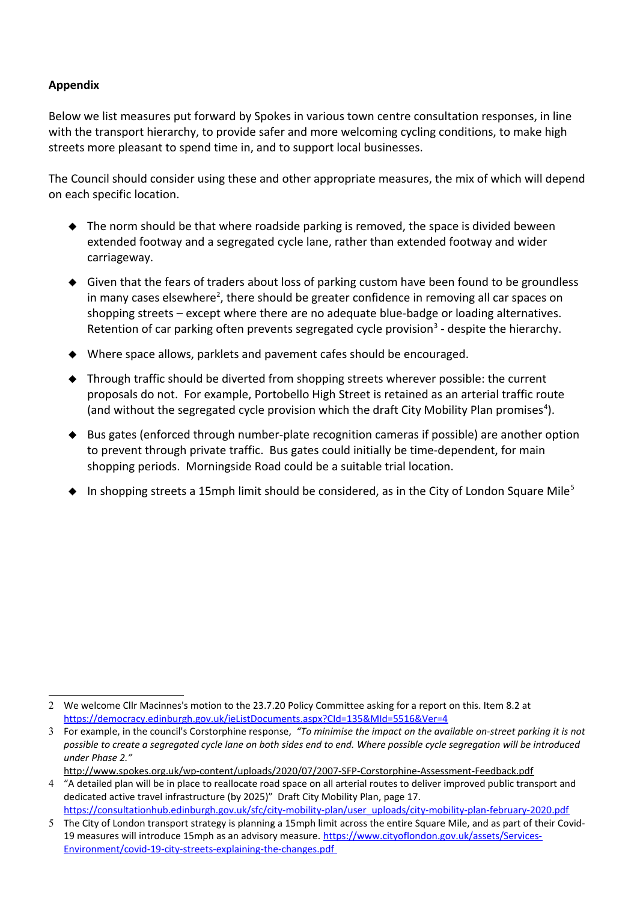**Appendix**

Below we list measures put forward by Spokes in various town centre consultation responses, in line with the transport hierarchy, to provide safer and more welcoming cycling conditions, to make high streets more pleasant to spend time in, and to support local businesses.

The Council should consider using these and other appropriate measures, the mix of which will depend on each specific location.

- The norm should be that where roadside parking is removed, the space is divided beween extended footway and a segregated cycle lane, rather than extended footway and wider carriageway.
- Given that the fears of traders about loss of parking custom have been found to be groundless in many cases elsewhere[2], there should be greater confidence in removing all car spaces on shopping streets – except where there are no adequate blue-badge or loading alternatives. Retention of car parking often prevents segregated cycle provision[3] - despite the hierarchy.
- Where space allows, parklets and pavement cafes should be encouraged.
- Through traffic should be diverted from shopping streets wherever possible: the current proposals do not. For example, Portobello High Street is retained as an arterial traffic route (and without the segregated cycle provision which the draft City Mobility Plan promises[4]).
- Bus gates (enforced through number-plate recognition cameras if possible) are another option to prevent through private traffic. Bus gates could initially be time-dependent, for main shopping periods. Morningside Road could be a suitable trial location.
- In shopping streets a 15mph limit should be considered, as in the City of London Square Mile[5]

---

2 We welcome Cllr Macinnes's motion to the 23.7.20 Policy Committee asking for a report on this. Item 8.2 at https://democracy.edinburgh.gov.uk/ieListDocuments.aspx?CId=135&MId=5516&Ver=4

3 For example, in the council's Corstorphine response, *"To minimise the impact on the available on-street parking it is not possible to create a segregated cycle lane on both sides end to end. Where possible cycle segregation will be introduced under Phase 2."* http://www.spokes.org.uk/wp-content/uploads/2020/07/2007-SFP-Corstorphine-Assessment-Feedback.pdf

4 "A detailed plan will be in place to reallocate road space on all arterial routes to deliver improved public transport and dedicated active travel infrastructure (by 2025)" Draft City Mobility Plan, page 17. https://consultationhub.edinburgh.gov.uk/sfc/city-mobility-plan/user_uploads/city-mobility-plan-february-2020.pdf

5 The City of London transport strategy is planning a 15mph limit across the entire Square Mile, and as part of their Covid-19 measures will introduce 15mph as an advisory measure. https://www.cityoflondon.gov.uk/assets/Services-Environment/covid-19-city-streets-explaining-the-changes.pdf